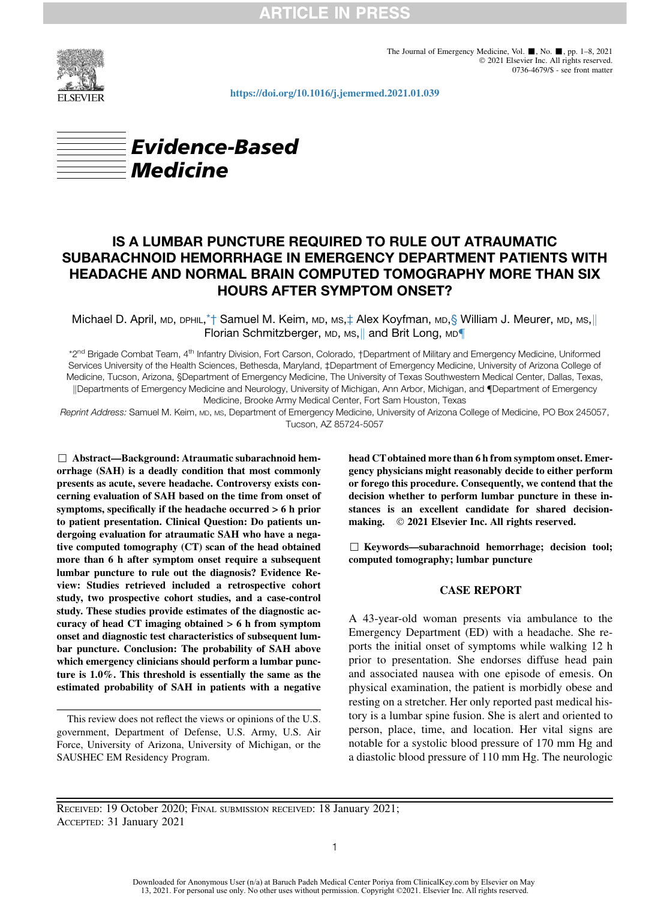https://doi.org/10.1016/j.jemermed.2021.01.039

# Evidence-Based Medicine

## IS A LUMBAR PUNCTURE REQUIRED TO RULE OUT ATRAUMATIC SUBARACHNOID HEMORRHAGE IN EMERGENCY DEPARTMENT PATIENTS WITH HEADACHE AND NORMAL BRAIN COMPUTED TOMOGRAPHY MORE THAN SIX HOURS AFTER SYMPTOM ONSET?

Michael D. April, MD, DPHIL,[*,†] Samuel M. Keim, MD, MS,[‡] Alex Koyfman, MD,[§] William J. Meurer, MD, MS,[||] Florian Schmitzberger, MD, MS,[||] and Brit Long, MD[¶]

[*]2[nd] Brigade Combat Team, 4[th] Infantry Division, Fort Carson, Colorado, †Department of Military and Emergency Medicine, Uniformed Services University of the Health Sciences, Bethesda, Maryland, ‡Department of Emergency Medicine, University of Arizona College of Medicine, Tucson, Arizona, §Department of Emergency Medicine, The University of Texas Southwestern Medical Center, Dallas, Texas, ||Departments of Emergency Medicine and Neurology, University of Michigan, Ann Arbor, Michigan, and ¶Department of Emergency Medicine, Brooke Army Medical Center, Fort Sam Houston, Texas

*Reprint Address:* Samuel M. Keim, MD, MS, Department of Emergency Medicine, University of Arizona College of Medicine, PO Box 245057, Tucson, AZ 85724-5057

☐ **Abstract—Background: Atraumatic subarachnoid hemorrhage (SAH) is a deadly condition that most commonly presents as acute, severe headache. Controversy exists concerning evaluation of SAH based on the time from onset of symptoms, specifically if the headache occurred > 6 h prior to patient presentation. Clinical Question: Do patients undergoing evaluation for atraumatic SAH who have a negative computed tomography (CT) scan of the head obtained more than 6 h after symptom onset require a subsequent lumbar puncture to rule out the diagnosis? Evidence Review: Studies retrieved included a retrospective cohort study, two prospective cohort studies, and a case-control study. These studies provide estimates of the diagnostic accuracy of head CT imaging obtained > 6 h from symptom onset and diagnostic test characteristics of subsequent lumbar puncture. Conclusion: The probability of SAH above which emergency clinicians should perform a lumbar puncture is 1.0%. This threshold is essentially the same as the estimated probability of SAH in patients with a negative head CT obtained more than 6 h from symptom onset. Emergency physicians might reasonably decide to either perform or forego this procedure. Consequently, we contend that the decision whether to perform lumbar puncture in these instances is an excellent candidate for shared decision-making. © 2021 Elsevier Inc. All rights reserved.**

☐ **Keywords—subarachnoid hemorrhage; decision tool; computed tomography; lumbar puncture**

This review does not reflect the views or opinions of the U.S. government, Department of Defense, U.S. Army, U.S. Air Force, University of Arizona, University of Michigan, or the SAUSHEC EM Residency Program.

## CASE REPORT

A 43-year-old woman presents via ambulance to the Emergency Department (ED) with a headache. She reports the initial onset of symptoms while walking 12 h prior to presentation. She endorses diffuse head pain and associated nausea with one episode of emesis. On physical examination, the patient is morbidly obese and resting on a stretcher. Her only reported past medical history is a lumbar spine fusion. She is alert and oriented to person, place, time, and location. Her vital signs are notable for a systolic blood pressure of 170 mm Hg and a diastolic blood pressure of 110 mm Hg. The neurologic

RECEIVED: 19 October 2020; FINAL SUBMISSION RECEIVED: 18 January 2021;
ACCEPTED: 31 January 2021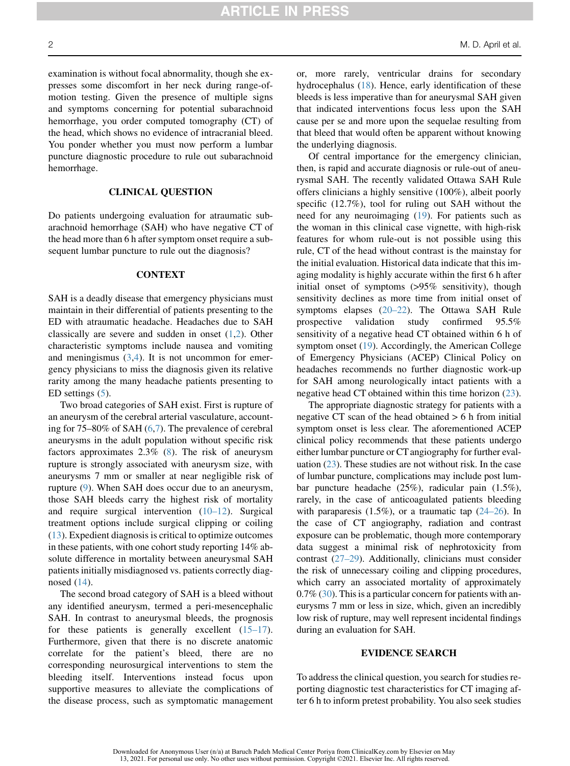examination is without focal abnormality, though she expresses some discomfort in her neck during range-of-motion testing. Given the presence of multiple signs and symptoms concerning for potential subarachnoid hemorrhage, you order computed tomography (CT) of the head, which shows no evidence of intracranial bleed. You ponder whether you must now perform a lumbar puncture diagnostic procedure to rule out subarachnoid hemorrhage.

## CLINICAL QUESTION

Do patients undergoing evaluation for atraumatic subarachnoid hemorrhage (SAH) who have negative CT of the head more than 6 h after symptom onset require a subsequent lumbar puncture to rule out the diagnosis?

## CONTEXT

SAH is a deadly disease that emergency physicians must maintain in their differential of patients presenting to the ED with atraumatic headache. Headaches due to SAH classically are severe and sudden in onset (1,2). Other characteristic symptoms include nausea and vomiting and meningismus (3,4). It is not uncommon for emergency physicians to miss the diagnosis given its relative rarity among the many headache patients presenting to ED settings (5).

Two broad categories of SAH exist. First is rupture of an aneurysm of the cerebral arterial vasculature, accounting for 75–80% of SAH (6,7). The prevalence of cerebral aneurysms in the adult population without specific risk factors approximates 2.3% (8). The risk of aneurysm rupture is strongly associated with aneurysm size, with aneurysms 7 mm or smaller at near negligible risk of rupture (9). When SAH does occur due to an aneurysm, those SAH bleeds carry the highest risk of mortality and require surgical intervention (10–12). Surgical treatment options include surgical clipping or coiling (13). Expedient diagnosis is critical to optimize outcomes in these patients, with one cohort study reporting 14% absolute difference in mortality between aneurysmal SAH patients initially misdiagnosed vs. patients correctly diagnosed (14).

The second broad category of SAH is a bleed without any identified aneurysm, termed a peri-mesencephalic SAH. In contrast to aneurysmal bleeds, the prognosis for these patients is generally excellent (15–17). Furthermore, given that there is no discrete anatomic correlate for the patient's bleed, there are no corresponding neurosurgical interventions to stem the bleeding itself. Interventions instead focus upon supportive measures to alleviate the complications of the disease process, such as symptomatic management or, more rarely, ventricular drains for secondary hydrocephalus (18). Hence, early identification of these bleeds is less imperative than for aneurysmal SAH given that indicated interventions focus less upon the SAH cause per se and more upon the sequelae resulting from that bleed that would often be apparent without knowing the underlying diagnosis.

Of central importance for the emergency clinician, then, is rapid and accurate diagnosis or rule-out of aneurysmal SAH. The recently validated Ottawa SAH Rule offers clinicians a highly sensitive (100%), albeit poorly specific (12.7%), tool for ruling out SAH without the need for any neuroimaging (19). For patients such as the woman in this clinical case vignette, with high-risk features for whom rule-out is not possible using this rule, CT of the head without contrast is the mainstay for the initial evaluation. Historical data indicate that this imaging modality is highly accurate within the first 6 h after initial onset of symptoms (>95% sensitivity), though sensitivity declines as more time from initial onset of symptoms elapses (20–22). The Ottawa SAH Rule prospective validation study confirmed 95.5% sensitivity of a negative head CT obtained within 6 h of symptom onset (19). Accordingly, the American College of Emergency Physicians (ACEP) Clinical Policy on headaches recommends no further diagnostic work-up for SAH among neurologically intact patients with a negative head CT obtained within this time horizon (23).

The appropriate diagnostic strategy for patients with a negative CT scan of the head obtained > 6 h from initial symptom onset is less clear. The aforementioned ACEP clinical policy recommends that these patients undergo either lumbar puncture or CT angiography for further evaluation (23). These studies are not without risk. In the case of lumbar puncture, complications may include post lumbar puncture headache (25%), radicular pain (1.5%), rarely, in the case of anticoagulated patients bleeding with paraparesis (1.5%), or a traumatic tap (24–26). In the case of CT angiography, radiation and contrast exposure can be problematic, though more contemporary data suggest a minimal risk of nephrotoxicity from contrast (27–29). Additionally, clinicians must consider the risk of unnecessary coiling and clipping procedures, which carry an associated mortality of approximately 0.7% (30). This is a particular concern for patients with aneurysms 7 mm or less in size, which, given an incredibly low risk of rupture, may well represent incidental findings during an evaluation for SAH.

## EVIDENCE SEARCH

To address the clinical question, you search for studies reporting diagnostic test characteristics for CT imaging after 6 h to inform pretest probability. You also seek studies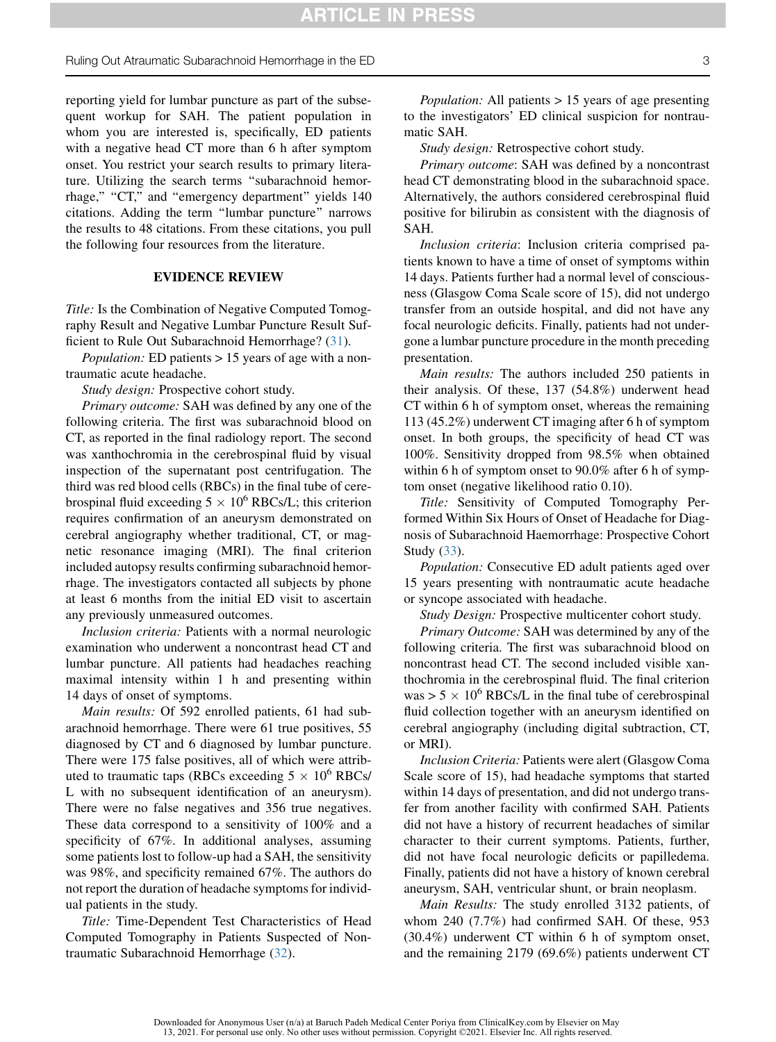reporting yield for lumbar puncture as part of the subsequent workup for SAH. The patient population in whom you are interested is, specifically, ED patients with a negative head CT more than 6 h after symptom onset. You restrict your search results to primary literature. Utilizing the search terms "subarachnoid hemorrhage," "CT," and "emergency department" yields 140 citations. Adding the term "lumbar puncture" narrows the results to 48 citations. From these citations, you pull the following four resources from the literature.

## EVIDENCE REVIEW

*Title:* Is the Combination of Negative Computed Tomography Result and Negative Lumbar Puncture Result Sufficient to Rule Out Subarachnoid Hemorrhage? (31).

*Population:* ED patients > 15 years of age with a nontraumatic acute headache.

*Study design:* Prospective cohort study.

*Primary outcome:* SAH was defined by any one of the following criteria. The first was subarachnoid blood on CT, as reported in the final radiology report. The second was xanthochromia in the cerebrospinal fluid by visual inspection of the supernatant post centrifugation. The third was red blood cells (RBCs) in the final tube of cerebrospinal fluid exceeding $5 \times 10^6$ RBCs/L; this criterion requires confirmation of an aneurysm demonstrated on cerebral angiography whether traditional, CT, or magnetic resonance imaging (MRI). The final criterion included autopsy results confirming subarachnoid hemorrhage. The investigators contacted all subjects by phone at least 6 months from the initial ED visit to ascertain any previously unmeasured outcomes.

*Inclusion criteria:* Patients with a normal neurologic examination who underwent a noncontrast head CT and lumbar puncture. All patients had headaches reaching maximal intensity within 1 h and presenting within 14 days of onset of symptoms.

*Main results:* Of 592 enrolled patients, 61 had subarachnoid hemorrhage. There were 61 true positives, 55 diagnosed by CT and 6 diagnosed by lumbar puncture. There were 175 false positives, all of which were attributed to traumatic taps (RBCs exceeding $5 \times 10^6$ RBCs/L with no subsequent identification of an aneurysm). There were no false negatives and 356 true negatives. These data correspond to a sensitivity of 100% and a specificity of 67%. In additional analyses, assuming some patients lost to follow-up had a SAH, the sensitivity was 98%, and specificity remained 67%. The authors do not report the duration of headache symptoms for individual patients in the study.

*Title:* Time-Dependent Test Characteristics of Head Computed Tomography in Patients Suspected of Nontraumatic Subarachnoid Hemorrhage (32).

*Population:* All patients > 15 years of age presenting to the investigators' ED clinical suspicion for nontraumatic SAH.

*Study design:* Retrospective cohort study.

*Primary outcome*: SAH was defined by a noncontrast head CT demonstrating blood in the subarachnoid space. Alternatively, the authors considered cerebrospinal fluid positive for bilirubin as consistent with the diagnosis of SAH.

*Inclusion criteria*: Inclusion criteria comprised patients known to have a time of onset of symptoms within 14 days. Patients further had a normal level of consciousness (Glasgow Coma Scale score of 15), did not undergo transfer from an outside hospital, and did not have any focal neurologic deficits. Finally, patients had not undergone a lumbar puncture procedure in the month preceding presentation.

*Main results:* The authors included 250 patients in their analysis. Of these, 137 (54.8%) underwent head CT within 6 h of symptom onset, whereas the remaining 113 (45.2%) underwent CT imaging after 6 h of symptom onset. In both groups, the specificity of head CT was 100%. Sensitivity dropped from 98.5% when obtained within 6 h of symptom onset to 90.0% after 6 h of symptom onset (negative likelihood ratio 0.10).

*Title:* Sensitivity of Computed Tomography Performed Within Six Hours of Onset of Headache for Diagnosis of Subarachnoid Haemorrhage: Prospective Cohort Study (33).

*Population:* Consecutive ED adult patients aged over 15 years presenting with nontraumatic acute headache or syncope associated with headache.

*Study Design:* Prospective multicenter cohort study.

*Primary Outcome:* SAH was determined by any of the following criteria. The first was subarachnoid blood on noncontrast head CT. The second included visible xanthochromia in the cerebrospinal fluid. The final criterion was $> 5 \times 10^6$ RBCs/L in the final tube of cerebrospinal fluid collection together with an aneurysm identified on cerebral angiography (including digital subtraction, CT, or MRI).

*Inclusion Criteria:* Patients were alert (Glasgow Coma Scale score of 15), had headache symptoms that started within 14 days of presentation, and did not undergo transfer from another facility with confirmed SAH. Patients did not have a history of recurrent headaches of similar character to their current symptoms. Patients, further, did not have focal neurologic deficits or papilledema. Finally, patients did not have a history of known cerebral aneurysm, SAH, ventricular shunt, or brain neoplasm.

*Main Results:* The study enrolled 3132 patients, of whom 240 (7.7%) had confirmed SAH. Of these, 953 (30.4%) underwent CT within 6 h of symptom onset, and the remaining 2179 (69.6%) patients underwent CT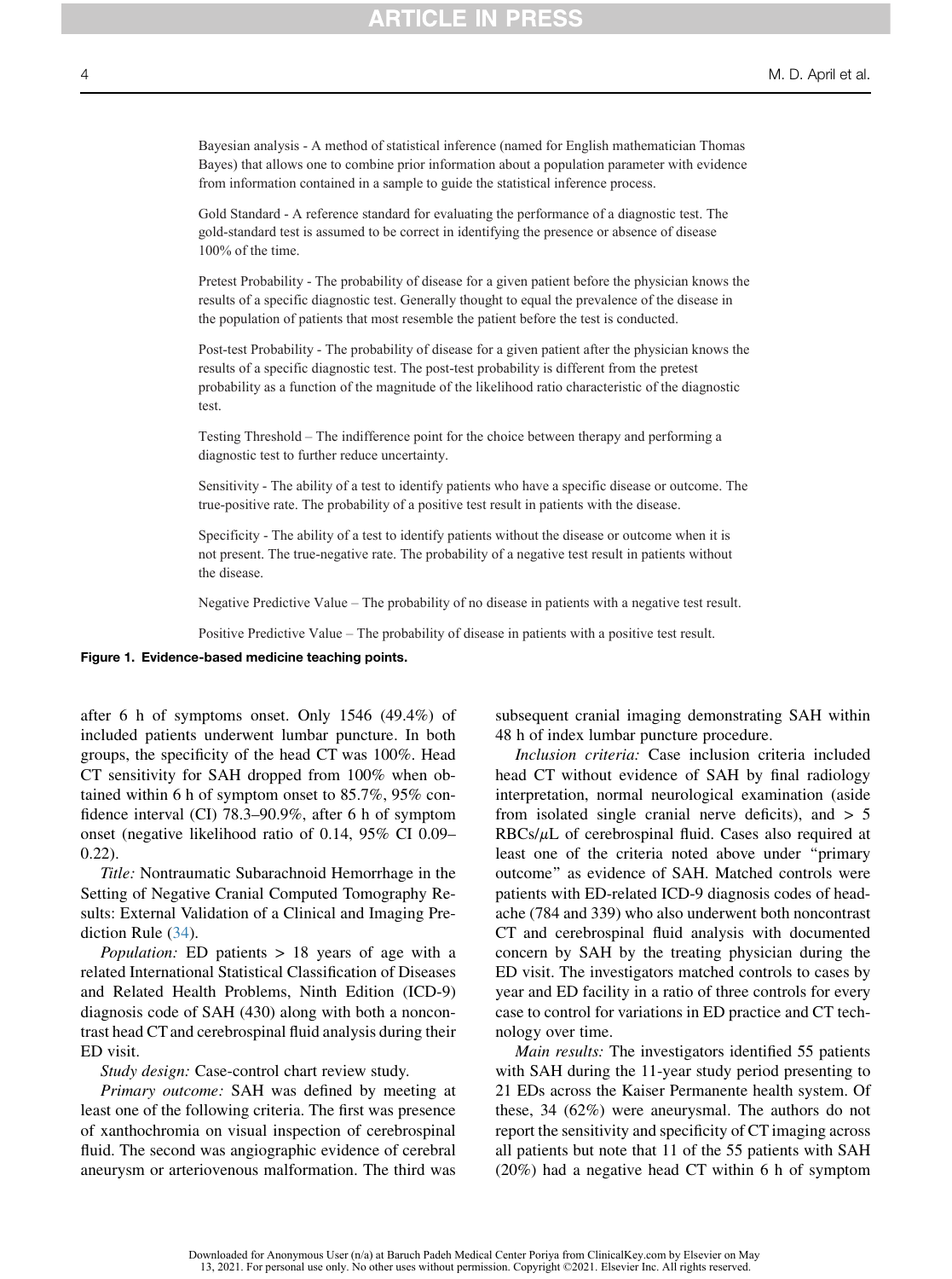Bayesian analysis - A method of statistical inference (named for English mathematician Thomas Bayes) that allows one to combine prior information about a population parameter with evidence from information contained in a sample to guide the statistical inference process.

Gold Standard - A reference standard for evaluating the performance of a diagnostic test. The gold-standard test is assumed to be correct in identifying the presence or absence of disease 100% of the time.

Pretest Probability - The probability of disease for a given patient before the physician knows the results of a specific diagnostic test. Generally thought to equal the prevalence of the disease in the population of patients that most resemble the patient before the test is conducted.

Post-test Probability - The probability of disease for a given patient after the physician knows the results of a specific diagnostic test. The post-test probability is different from the pretest probability as a function of the magnitude of the likelihood ratio characteristic of the diagnostic test.

Testing Threshold – The indifference point for the choice between therapy and performing a diagnostic test to further reduce uncertainty.

Sensitivity - The ability of a test to identify patients who have a specific disease or outcome. The true-positive rate. The probability of a positive test result in patients with the disease.

Specificity - The ability of a test to identify patients without the disease or outcome when it is not present. The true-negative rate. The probability of a negative test result in patients without the disease.

Negative Predictive Value – The probability of no disease in patients with a negative test result.

Positive Predictive Value – The probability of disease in patients with a positive test result.

**Figure 1. Evidence-based medicine teaching points.**

after 6 h of symptoms onset. Only 1546 (49.4%) of included patients underwent lumbar puncture. In both groups, the specificity of the head CT was 100%. Head CT sensitivity for SAH dropped from 100% when obtained within 6 h of symptom onset to 85.7%, 95% confidence interval (CI) 78.3–90.9%, after 6 h of symptom onset (negative likelihood ratio of 0.14, 95% CI 0.09–0.22).

*Title:* Nontraumatic Subarachnoid Hemorrhage in the Setting of Negative Cranial Computed Tomography Results: External Validation of a Clinical and Imaging Prediction Rule (34).

*Population:* ED patients > 18 years of age with a related International Statistical Classification of Diseases and Related Health Problems, Ninth Edition (ICD-9) diagnosis code of SAH (430) along with both a noncontrast head CT and cerebrospinal fluid analysis during their ED visit.

*Study design:* Case-control chart review study.

*Primary outcome:* SAH was defined by meeting at least one of the following criteria. The first was presence of xanthochromia on visual inspection of cerebrospinal fluid. The second was angiographic evidence of cerebral aneurysm or arteriovenous malformation. The third was subsequent cranial imaging demonstrating SAH within 48 h of index lumbar puncture procedure.

*Inclusion criteria:* Case inclusion criteria included head CT without evidence of SAH by final radiology interpretation, normal neurological examination (aside from isolated single cranial nerve deficits), and > 5 RBCs/$\mu$L of cerebrospinal fluid. Cases also required at least one of the criteria noted above under "primary outcome" as evidence of SAH. Matched controls were patients with ED-related ICD-9 diagnosis codes of headache (784 and 339) who also underwent both noncontrast CT and cerebrospinal fluid analysis with documented concern by SAH by the treating physician during the ED visit. The investigators matched controls to cases by year and ED facility in a ratio of three controls for every case to control for variations in ED practice and CT technology over time.

*Main results:* The investigators identified 55 patients with SAH during the 11-year study period presenting to 21 EDs across the Kaiser Permanente health system. Of these, 34 (62%) were aneurysmal. The authors do not report the sensitivity and specificity of CT imaging across all patients but note that 11 of the 55 patients with SAH (20%) had a negative head CT within 6 h of symptom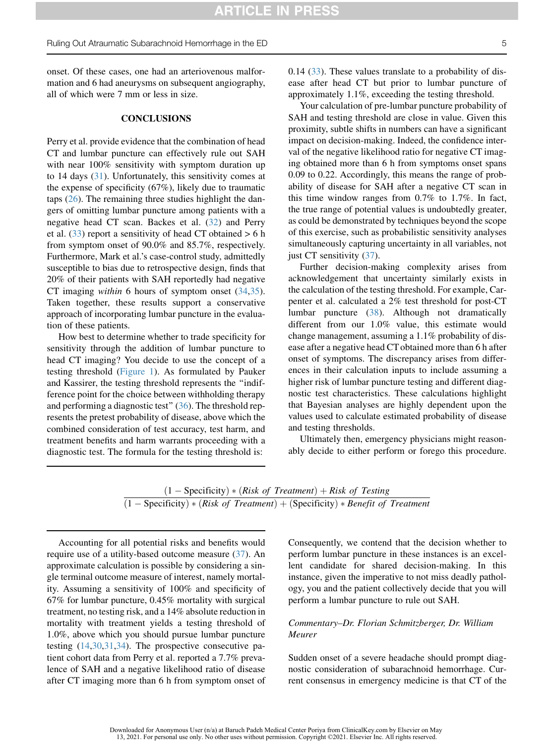onset. Of these cases, one had an arteriovenous malformation and 6 had aneurysms on subsequent angiography, all of which were 7 mm or less in size.

## CONCLUSIONS

Perry et al. provide evidence that the combination of head CT and lumbar puncture can effectively rule out SAH with near 100% sensitivity with symptom duration up to 14 days (31). Unfortunately, this sensitivity comes at the expense of specificity (67%), likely due to traumatic taps (26). The remaining three studies highlight the dangers of omitting lumbar puncture among patients with a negative head CT scan. Backes et al. (32) and Perry et al. (33) report a sensitivity of head CT obtained > 6 h from symptom onset of 90.0% and 85.7%, respectively. Furthermore, Mark et al.'s case-control study, admittedly susceptible to bias due to retrospective design, finds that 20% of their patients with SAH reportedly had negative CT imaging *within* 6 hours of symptom onset (34,35). Taken together, these results support a conservative approach of incorporating lumbar puncture in the evaluation of these patients.

How best to determine whether to trade specificity for sensitivity through the addition of lumbar puncture to head CT imaging? You decide to use the concept of a testing threshold (Figure 1). As formulated by Pauker and Kassirer, the testing threshold represents the "indifference point for the choice between withholding therapy and performing a diagnostic test" (36). The threshold represents the pretest probability of disease, above which the combined consideration of test accuracy, test harm, and treatment benefits and harm warrants proceeding with a diagnostic test. The formula for the testing threshold is:

$$\frac{(1 - \text{Specificity}) * (\textit{Risk of Treatment}) + \textit{Risk of Testing}}{(1 - \text{Specificity}) * (\textit{Risk of Treatment}) + (\text{Specificity}) * \textit{Benefit of Treatment}}$$

Accounting for all potential risks and benefits would require use of a utility-based outcome measure (37). An approximate calculation is possible by considering a single terminal outcome measure of interest, namely mortality. Assuming a sensitivity of 100% and specificity of 67% for lumbar puncture, 0.45% mortality with surgical treatment, no testing risk, and a 14% absolute reduction in mortality with treatment yields a testing threshold of 1.0%, above which you should pursue lumbar puncture testing (14,30,31,34). The prospective consecutive patient cohort data from Perry et al. reported a 7.7% prevalence of SAH and a negative likelihood ratio of disease after CT imaging more than 6 h from symptom onset of 0.14 (33). These values translate to a probability of disease after head CT but prior to lumbar puncture of approximately 1.1%, exceeding the testing threshold.

Your calculation of pre-lumbar puncture probability of SAH and testing threshold are close in value. Given this proximity, subtle shifts in numbers can have a significant impact on decision-making. Indeed, the confidence interval of the negative likelihood ratio for negative CT imaging obtained more than 6 h from symptoms onset spans 0.09 to 0.22. Accordingly, this means the range of probability of disease for SAH after a negative CT scan in this time window ranges from 0.7% to 1.7%. In fact, the true range of potential values is undoubtedly greater, as could be demonstrated by techniques beyond the scope of this exercise, such as probabilistic sensitivity analyses simultaneously capturing uncertainty in all variables, not just CT sensitivity (37).

Further decision-making complexity arises from acknowledgement that uncertainty similarly exists in the calculation of the testing threshold. For example, Carpenter et al. calculated a 2% test threshold for post-CT lumbar puncture (38). Although not dramatically different from our 1.0% value, this estimate would change management, assuming a 1.1% probability of disease after a negative head CT obtained more than 6 h after onset of symptoms. The discrepancy arises from differences in their calculation inputs to include assuming a higher risk of lumbar puncture testing and different diagnostic test characteristics. These calculations highlight that Bayesian analyses are highly dependent upon the values used to calculate estimated probability of disease and testing thresholds.

Ultimately then, emergency physicians might reasonably decide to either perform or forego this procedure. Consequently, we contend that the decision whether to perform lumbar puncture in these instances is an excellent candidate for shared decision-making. In this instance, given the imperative to not miss deadly pathology, you and the patient collectively decide that you will perform a lumbar puncture to rule out SAH.

*Commentary–Dr. Florian Schmitzberger, Dr. William Meurer*

Sudden onset of a severe headache should prompt diagnostic consideration of subarachnoid hemorrhage. Current consensus in emergency medicine is that CT of the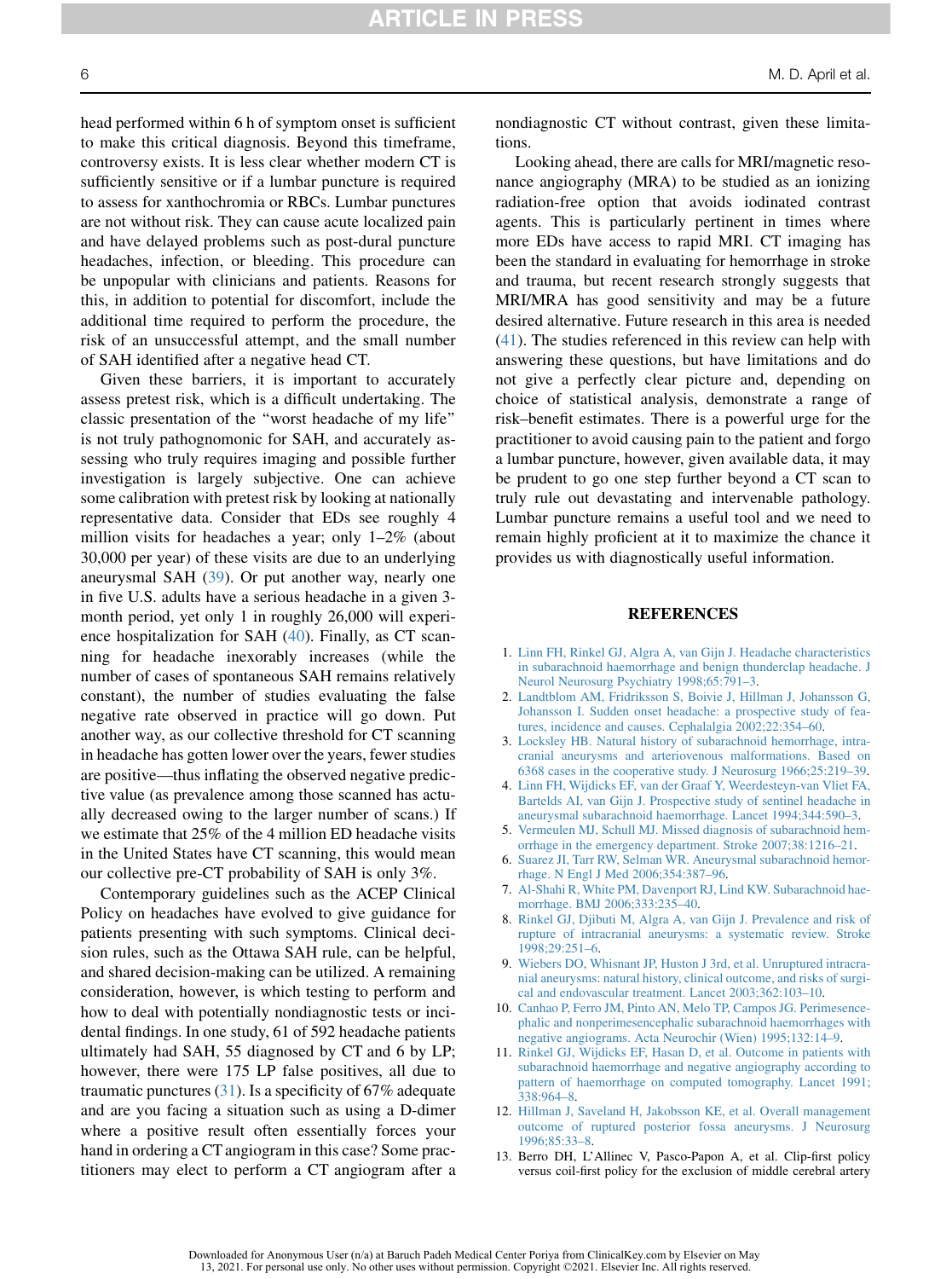head performed within 6 h of symptom onset is sufficient to make this critical diagnosis. Beyond this timeframe, controversy exists. It is less clear whether modern CT is sufficiently sensitive or if a lumbar puncture is required to assess for xanthochromia or RBCs. Lumbar punctures are not without risk. They can cause acute localized pain and have delayed problems such as post-dural puncture headaches, infection, or bleeding. This procedure can be unpopular with clinicians and patients. Reasons for this, in addition to potential for discomfort, include the additional time required to perform the procedure, the risk of an unsuccessful attempt, and the small number of SAH identified after a negative head CT.

Given these barriers, it is important to accurately assess pretest risk, which is a difficult undertaking. The classic presentation of the "worst headache of my life" is not truly pathognomonic for SAH, and accurately assessing who truly requires imaging and possible further investigation is largely subjective. One can achieve some calibration with pretest risk by looking at nationally representative data. Consider that EDs see roughly 4 million visits for headaches a year; only 1–2% (about 30,000 per year) of these visits are due to an underlying aneurysmal SAH (39). Or put another way, nearly one in five U.S. adults have a serious headache in a given 3-month period, yet only 1 in roughly 26,000 will experience hospitalization for SAH (40). Finally, as CT scanning for headache inexorably increases (while the number of cases of spontaneous SAH remains relatively constant), the number of studies evaluating the false negative rate observed in practice will go down. Put another way, as our collective threshold for CT scanning in headache has gotten lower over the years, fewer studies are positive—thus inflating the observed negative predictive value (as prevalence among those scanned has actually decreased owing to the larger number of scans.) If we estimate that 25% of the 4 million ED headache visits in the United States have CT scanning, this would mean our collective pre-CT probability of SAH is only 3%.

Contemporary guidelines such as the ACEP Clinical Policy on headaches have evolved to give guidance for patients presenting with such symptoms. Clinical decision rules, such as the Ottawa SAH rule, can be helpful, and shared decision-making can be utilized. A remaining consideration, however, is which testing to perform and how to deal with potentially nondiagnostic tests or incidental findings. In one study, 61 of 592 headache patients ultimately had SAH, 55 diagnosed by CT and 6 by LP; however, there were 175 LP false positives, all due to traumatic punctures (31). Is a specificity of 67% adequate and are you facing a situation such as using a D-dimer where a positive result often essentially forces your hand in ordering a CT angiogram in this case? Some practitioners may elect to perform a CT angiogram after a nondiagnostic CT without contrast, given these limitations.

Looking ahead, there are calls for MRI/magnetic resonance angiography (MRA) to be studied as an ionizing radiation-free option that avoids iodinated contrast agents. This is particularly pertinent in times where more EDs have access to rapid MRI. CT imaging has been the standard in evaluating for hemorrhage in stroke and trauma, but recent research strongly suggests that MRI/MRA has good sensitivity and may be a future desired alternative. Future research in this area is needed (41). The studies referenced in this review can help with answering these questions, but have limitations and do not give a perfectly clear picture and, depending on choice of statistical analysis, demonstrate a range of risk–benefit estimates. There is a powerful urge for the practitioner to avoid causing pain to the patient and forgo a lumbar puncture, however, given available data, it may be prudent to go one step further beyond a CT scan to truly rule out devastating and intervenable pathology. Lumbar puncture remains a useful tool and we need to remain highly proficient at it to maximize the chance it provides us with diagnostically useful information.

## REFERENCES

1. Linn FH, Rinkel GJ, Algra A, van Gijn J. Headache characteristics in subarachnoid haemorrhage and benign thunderclap headache. J Neurol Neurosurg Psychiatry 1998;65:791–3.
2. Landtblom AM, Fridriksson S, Boivie J, Hillman J, Johansson G, Johansson I. Sudden onset headache: a prospective study of features, incidence and causes. Cephalalgia 2002;22:354–60.
3. Locksley HB. Natural history of subarachnoid hemorrhage, intracranial aneurysms and arteriovenous malformations. Based on 6368 cases in the cooperative study. J Neurosurg 1966;25:219–39.
4. Linn FH, Wijdicks EF, van der Graaf Y, Weerdesteyn-van Vliet FA, Bartelds AI, van Gijn J. Prospective study of sentinel headache in aneurysmal subarachnoid haemorrhage. Lancet 1994;344:590–3.
5. Vermeulen MJ, Schull MJ. Missed diagnosis of subarachnoid hemorrhage in the emergency department. Stroke 2007;38:1216–21.
6. Suarez JI, Tarr RW, Selman WR. Aneurysmal subarachnoid hemorrhage. N Engl J Med 2006;354:387–96.
7. Al-Shahi R, White PM, Davenport RJ, Lind KW. Subarachnoid haemorrhage. BMJ 2006;333:235–40.
8. Rinkel GJ, Djibuti M, Algra A, van Gijn J. Prevalence and risk of rupture of intracranial aneurysms: a systematic review. Stroke 1998;29:251–6.
9. Wiebers DO, Whisnant JP, Huston J 3rd, et al. Unruptured intracranial aneurysms: natural history, clinical outcome, and risks of surgical and endovascular treatment. Lancet 2003;362:103–10.
10. Canhao P, Ferro JM, Pinto AN, Melo TP, Campos JG. Perimesencephalic and nonperimesencephalic subarachnoid haemorrhages with negative angiograms. Acta Neurochir (Wien) 1995;132:14–9.
11. Rinkel GJ, Wijdicks EF, Hasan D, et al. Outcome in patients with subarachnoid haemorrhage and negative angiography according to pattern of haemorrhage on computed tomography. Lancet 1991;338:964–8.
12. Hillman J, Saveland H, Jakobsson KE, et al. Overall management outcome of ruptured posterior fossa aneurysms. J Neurosurg 1996;85:33–8.
13. Berro DH, L'Allinec V, Pasco-Papon A, et al. Clip-first policy versus coil-first policy for the exclusion of middle cerebral artery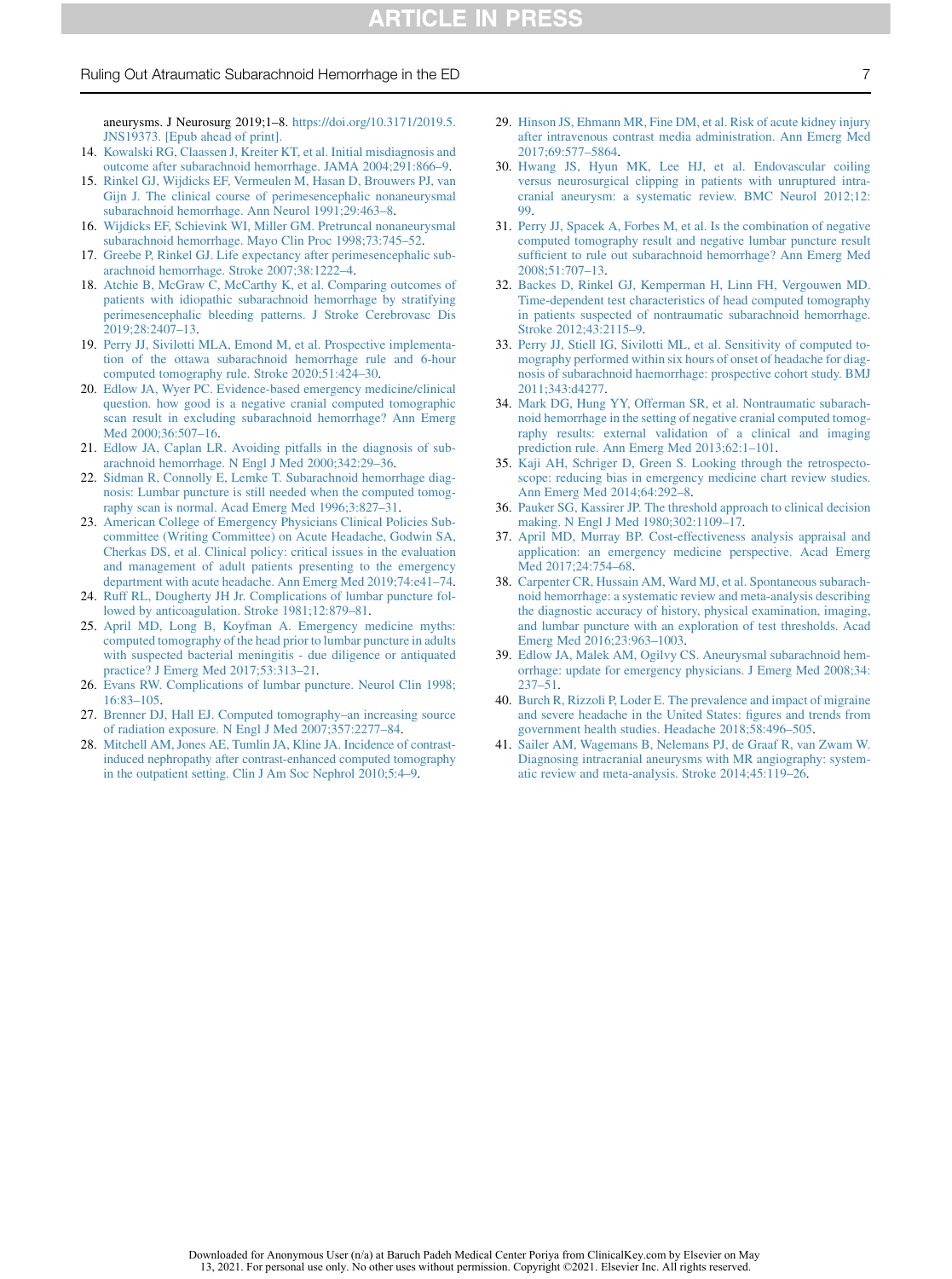aneurysms. J Neurosurg 2019;1–8. https://doi.org/10.3171/2019.5.JNS19373. [Epub ahead of print].

14. Kowalski RG, Claassen J, Kreiter KT, et al. Initial misdiagnosis and outcome after subarachnoid hemorrhage. JAMA 2004;291:866–9.
15. Rinkel GJ, Wijdicks EF, Vermeulen M, Hasan D, Brouwers PJ, van Gijn J. The clinical course of perimesencephalic nonaneurysmal subarachnoid hemorrhage. Ann Neurol 1991;29:463–8.
16. Wijdicks EF, Schievink WI, Miller GM. Pretruncal nonaneurysmal subarachnoid hemorrhage. Mayo Clin Proc 1998;73:745–52.
17. Greebe P, Rinkel GJ. Life expectancy after perimesencephalic subarachnoid hemorrhage. Stroke 2007;38:1222–4.
18. Atchie B, McGraw C, McCarthy K, et al. Comparing outcomes of patients with idiopathic subarachnoid hemorrhage by stratifying perimesencephalic bleeding patterns. J Stroke Cerebrovasc Dis 2019;28:2407–13.
19. Perry JJ, Sivilotti MLA, Emond M, et al. Prospective implementation of the ottawa subarachnoid hemorrhage rule and 6-hour computed tomography rule. Stroke 2020;51:424–30.
20. Edlow JA, Wyer PC. Evidence-based emergency medicine/clinical question. how good is a negative cranial computed tomographic scan result in excluding subarachnoid hemorrhage? Ann Emerg Med 2000;36:507–16.
21. Edlow JA, Caplan LR. Avoiding pitfalls in the diagnosis of subarachnoid hemorrhage. N Engl J Med 2000;342:29–36.
22. Sidman R, Connolly E, Lemke T. Subarachnoid hemorrhage diagnosis: Lumbar puncture is still needed when the computed tomography scan is normal. Acad Emerg Med 1996;3:827–31.
23. American College of Emergency Physicians Clinical Policies Subcommittee (Writing Committee) on Acute Headache, Godwin SA, Cherkas DS, et al. Clinical policy: critical issues in the evaluation and management of adult patients presenting to the emergency department with acute headache. Ann Emerg Med 2019;74:e41–74.
24. Ruff RL, Dougherty JH Jr. Complications of lumbar puncture followed by anticoagulation. Stroke 1981;12:879–81.
25. April MD, Long B, Koyfman A. Emergency medicine myths: computed tomography of the head prior to lumbar puncture in adults with suspected bacterial meningitis - due diligence or antiquated practice? J Emerg Med 2017;53:313–21.
26. Evans RW. Complications of lumbar puncture. Neurol Clin 1998;16:83–105.
27. Brenner DJ, Hall EJ. Computed tomography–an increasing source of radiation exposure. N Engl J Med 2007;357:2277–84.
28. Mitchell AM, Jones AE, Tumlin JA, Kline JA. Incidence of contrast-induced nephropathy after contrast-enhanced computed tomography in the outpatient setting. Clin J Am Soc Nephrol 2010;5:4–9.
29. Hinson JS, Ehmann MR, Fine DM, et al. Risk of acute kidney injury after intravenous contrast media administration. Ann Emerg Med 2017;69:577–5864.
30. Hwang JS, Hyun MK, Lee HJ, et al. Endovascular coiling versus neurosurgical clipping in patients with unruptured intracranial aneurysm: a systematic review. BMC Neurol 2012;12:99.
31. Perry JJ, Spacek A, Forbes M, et al. Is the combination of negative computed tomography result and negative lumbar puncture result sufficient to rule out subarachnoid hemorrhage? Ann Emerg Med 2008;51:707–13.
32. Backes D, Rinkel GJ, Kemperman H, Linn FH, Vergouwen MD. Time-dependent test characteristics of head computed tomography in patients suspected of nontraumatic subarachnoid hemorrhage. Stroke 2012;43:2115–9.
33. Perry JJ, Stiell IG, Sivilotti ML, et al. Sensitivity of computed tomography performed within six hours of onset of headache for diagnosis of subarachnoid haemorrhage: prospective cohort study. BMJ 2011;343:d4277.
34. Mark DG, Hung YY, Offerman SR, et al. Nontraumatic subarachnoid hemorrhage in the setting of negative cranial computed tomography results: external validation of a clinical and imaging prediction rule. Ann Emerg Med 2013;62:1–101.
35. Kaji AH, Schriger D, Green S. Looking through the retrospectoscope: reducing bias in emergency medicine chart review studies. Ann Emerg Med 2014;64:292–8.
36. Pauker SG, Kassirer JP. The threshold approach to clinical decision making. N Engl J Med 1980;302:1109–17.
37. April MD, Murray BP. Cost-effectiveness analysis appraisal and application: an emergency medicine perspective. Acad Emerg Med 2017;24:754–68.
38. Carpenter CR, Hussain AM, Ward MJ, et al. Spontaneous subarachnoid hemorrhage: a systematic review and meta-analysis describing the diagnostic accuracy of history, physical examination, imaging, and lumbar puncture with an exploration of test thresholds. Acad Emerg Med 2016;23:963–1003.
39. Edlow JA, Malek AM, Ogilvy CS. Aneurysmal subarachnoid hemorrhage: update for emergency physicians. J Emerg Med 2008;34:237–51.
40. Burch R, Rizzoli P, Loder E. The prevalence and impact of migraine and severe headache in the United States: figures and trends from government health studies. Headache 2018;58:496–505.
41. Sailer AM, Wagemans B, Nelemans PJ, de Graaf R, van Zwam W. Diagnosing intracranial aneurysms with MR angiography: systematic review and meta-analysis. Stroke 2014;45:119–26.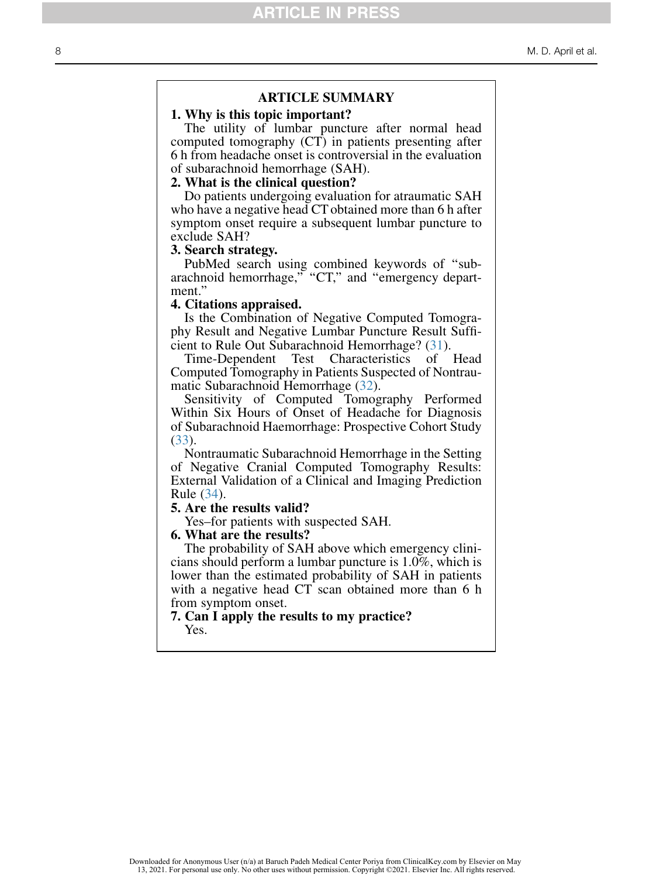## ARTICLE SUMMARY

**1. Why is this topic important?**

The utility of lumbar puncture after normal head computed tomography (CT) in patients presenting after 6 h from headache onset is controversial in the evaluation of subarachnoid hemorrhage (SAH).

**2. What is the clinical question?**

Do patients undergoing evaluation for atraumatic SAH who have a negative head CT obtained more than 6 h after symptom onset require a subsequent lumbar puncture to exclude SAH?

**3. Search strategy.**

PubMed search using combined keywords of "subarachnoid hemorrhage," "CT," and "emergency department."

**4. Citations appraised.**

Is the Combination of Negative Computed Tomography Result and Negative Lumbar Puncture Result Sufficient to Rule Out Subarachnoid Hemorrhage? (31).

Time-Dependent Test Characteristics of Head Computed Tomography in Patients Suspected of Nontraumatic Subarachnoid Hemorrhage (32).

Sensitivity of Computed Tomography Performed Within Six Hours of Onset of Headache for Diagnosis of Subarachnoid Haemorrhage: Prospective Cohort Study (33).

Nontraumatic Subarachnoid Hemorrhage in the Setting of Negative Cranial Computed Tomography Results: External Validation of a Clinical and Imaging Prediction Rule (34).

**5. Are the results valid?**

Yes–for patients with suspected SAH.

**6. What are the results?**

The probability of SAH above which emergency clinicians should perform a lumbar puncture is 1.0%, which is lower than the estimated probability of SAH in patients with a negative head CT scan obtained more than 6 h from symptom onset.

**7. Can I apply the results to my practice?**

Yes.